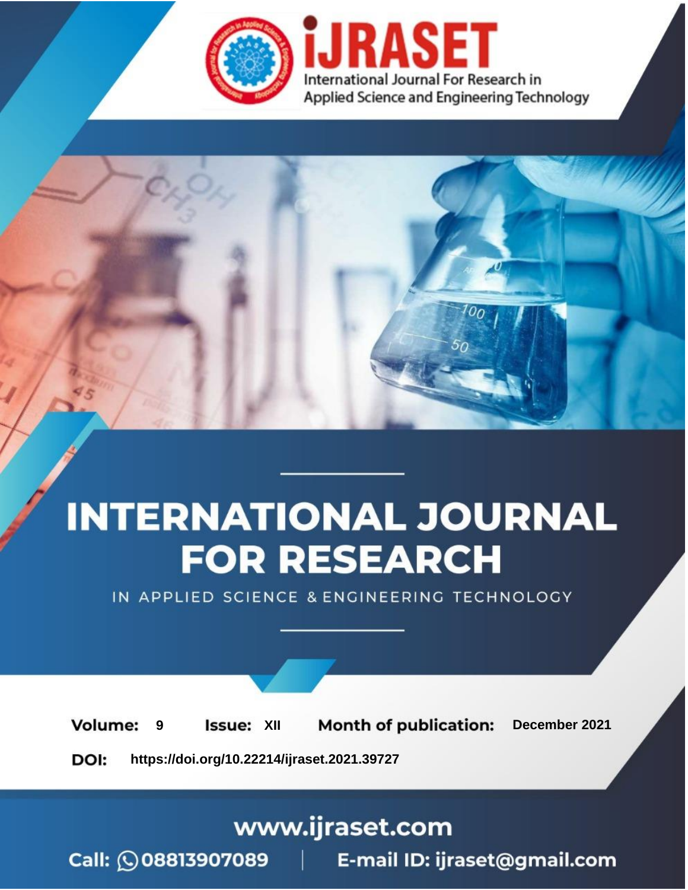iJRASET

International Journal For Research in Applied Science and Engineering Technology

# INTERNATIONAL JOURNAL FOR RESEARCH

IN APPLIED SCIENCE & ENGINEERING TECHNOLOGY

**Volume:** 9 **Issue:** XII **Month of publication:** December 2021

**DOI:** https://doi.org/10.22214/ijraset.2021.39727

www.ijraset.com

Call: 08813907089 | E-mail ID: ijraset@gmail.com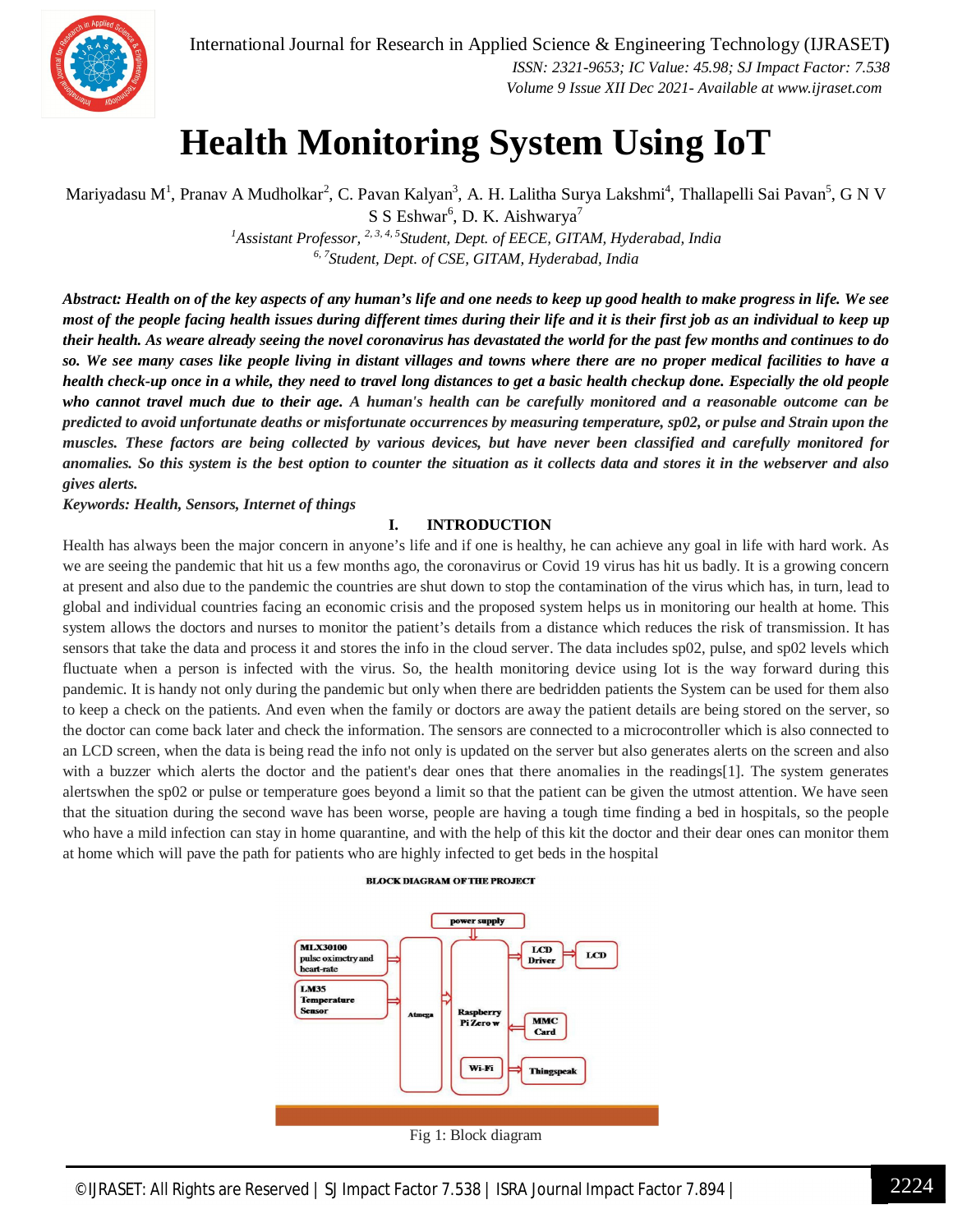# Health Monitoring System Using IoT

Mariyadasu M[1], Pranav A Mudholkar[2], C. Pavan Kalyan[3], A. H. Lalitha Surya Lakshmi[4], Thallapelli Sai Pavan[5], G N V S S Eshwar[6], D. K. Aishwarya[7]

*[1]Assistant Professor, [2, 3, 4, 5]Student, Dept. of EECE, GITAM, Hyderabad, India*
*[6, 7]Student, Dept. of CSE, GITAM, Hyderabad, India*

***Abstract:** Health on of the key aspects of any human's life and one needs to keep up good health to make progress in life. We see most of the people facing health issues during different times during their life and it is their first job as an individual to keep up their health. As weare already seeing the novel coronavirus has devastated the world for the past few months and continues to do so. We see many cases like people living in distant villages and towns where there are no proper medical facilities to have a health check-up once in a while, they need to travel long distances to get a basic health checkup done. Especially the old people who cannot travel much due to their age. A human's health can be carefully monitored and a reasonable outcome can be predicted to avoid unfortunate deaths or misfortunate occurrences by measuring temperature, sp02, or pulse and Strain upon the muscles. These factors are being collected by various devices, but have never been classified and carefully monitored for anomalies. So this system is the best option to counter the situation as it collects data and stores it in the webserver and also gives alerts.*

***Keywords:** Health, Sensors, Internet of things*

## I. INTRODUCTION

Health has always been the major concern in anyone's life and if one is healthy, he can achieve any goal in life with hard work. As we are seeing the pandemic that hit us a few months ago, the coronavirus or Covid 19 virus has hit us badly. It is a growing concern at present and also due to the pandemic the countries are shut down to stop the contamination of the virus which has, in turn, lead to global and individual countries facing an economic crisis and the proposed system helps us in monitoring our health at home. This system allows the doctors and nurses to monitor the patient's details from a distance which reduces the risk of transmission. It has sensors that take the data and process it and stores the info in the cloud server. The data includes sp02, pulse, and sp02 levels which fluctuate when a person is infected with the virus. So, the health monitoring device using Iot is the way forward during this pandemic. It is handy not only during the pandemic but only when there are bedridden patients the System can be used for them also to keep a check on the patients. And even when the family or doctors are away the patient details are being stored on the server, so the doctor can come back later and check the information. The sensors are connected to a microcontroller which is also connected to an LCD screen, when the data is being read the info not only is updated on the server but also generates alerts on the screen and also with a buzzer which alerts the doctor and the patient's dear ones that there anomalies in the readings[1]. The system generates alertswhen the sp02 or pulse or temperature goes beyond a limit so that the patient can be given the utmost attention. We have seen that the situation during the second wave has been worse, people are having a tough time finding a bed in hospitals, so the people who have a mild infection can stay in home quarantine, and with the help of this kit the doctor and their dear ones can monitor them at home which will pave the path for patients who are highly infected to get beds in the hospital

BLOCK DIAGRAM OF THE PROJECT

Fig 1: Block diagram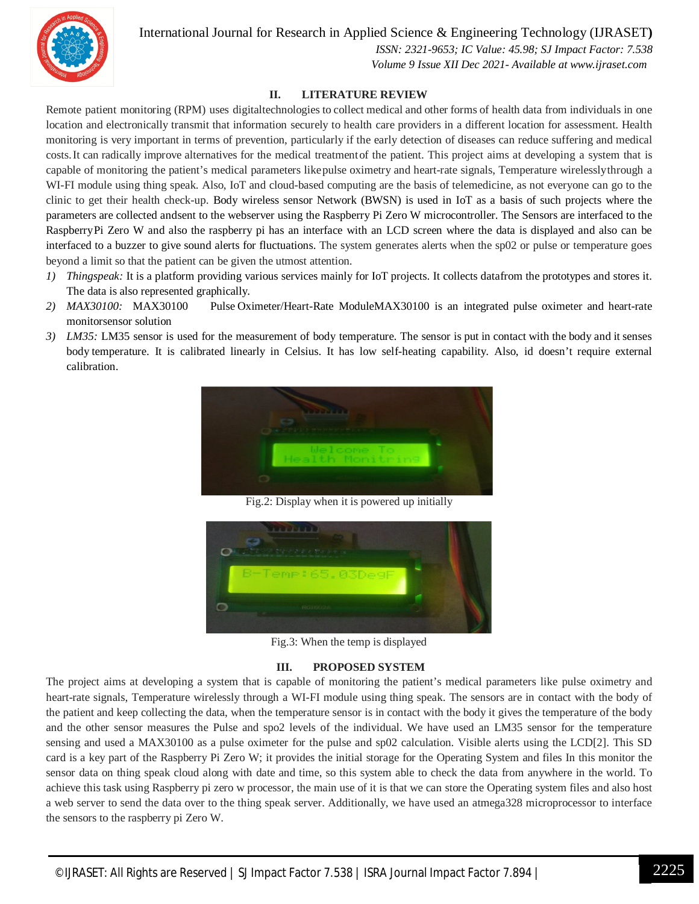## II. LITERATURE REVIEW

Remote patient monitoring (RPM) uses digitaltechnologies to collect medical and other forms of health data from individuals in one location and electronically transmit that information securely to health care providers in a different location for assessment. Health monitoring is very important in terms of prevention, particularly if the early detection of diseases can reduce suffering and medical costs. It can radically improve alternatives for the medical treatmentof the patient. This project aims at developing a system that is capable of monitoring the patient's medical parameters likepulse oximetry and heart-rate signals, Temperature wirelesslythrough a WI-FI module using thing speak. Also, IoT and cloud-based computing are the basis of telemedicine, as not everyone can go to the clinic to get their health check-up. Body wireless sensor Network (BWSN) is used in IoT as a basis of such projects where the parameters are collected andsent to the webserver using the Raspberry Pi Zero W microcontroller. The Sensors are interfaced to the RaspberryPi Zero W and also the raspberry pi has an interface with an LCD screen where the data is displayed and also can be interfaced to a buzzer to give sound alerts for fluctuations. The system generates alerts when the sp02 or pulse or temperature goes beyond a limit so that the patient can be given the utmost attention.

1) *Thingspeak:* It is a platform providing various services mainly for IoT projects. It collects datafrom the prototypes and stores it. The data is also represented graphically.
2) *MAX30100:* MAX30100 Pulse Oximeter/Heart-Rate ModuleMAX30100 is an integrated pulse oximeter and heart-rate monitorsensor solution
3) *LM35:* LM35 sensor is used for the measurement of body temperature. The sensor is put in contact with the body and it senses body temperature. It is calibrated linearly in Celsius. It has low self-heating capability. Also, id doesn't require external calibration.

Fig.2: Display when it is powered up initially

Fig.3: When the temp is displayed

## III. PROPOSED SYSTEM

The project aims at developing a system that is capable of monitoring the patient's medical parameters like pulse oximetry and heart-rate signals, Temperature wirelessly through a WI-FI module using thing speak. The sensors are in contact with the body of the patient and keep collecting the data, when the temperature sensor is in contact with the body it gives the temperature of the body and the other sensor measures the Pulse and spo2 levels of the individual. We have used an LM35 sensor for the temperature sensing and used a MAX30100 as a pulse oximeter for the pulse and sp02 calculation. Visible alerts using the LCD[2]. This SD card is a key part of the Raspberry Pi Zero W; it provides the initial storage for the Operating System and files In this monitor the sensor data on thing speak cloud along with date and time, so this system able to check the data from anywhere in the world. To achieve this task using Raspberry pi zero w processor, the main use of it is that we can store the Operating system files and also host a web server to send the data over to the thing speak server. Additionally, we have used an atmega328 microprocessor to interface the sensors to the raspberry pi Zero W.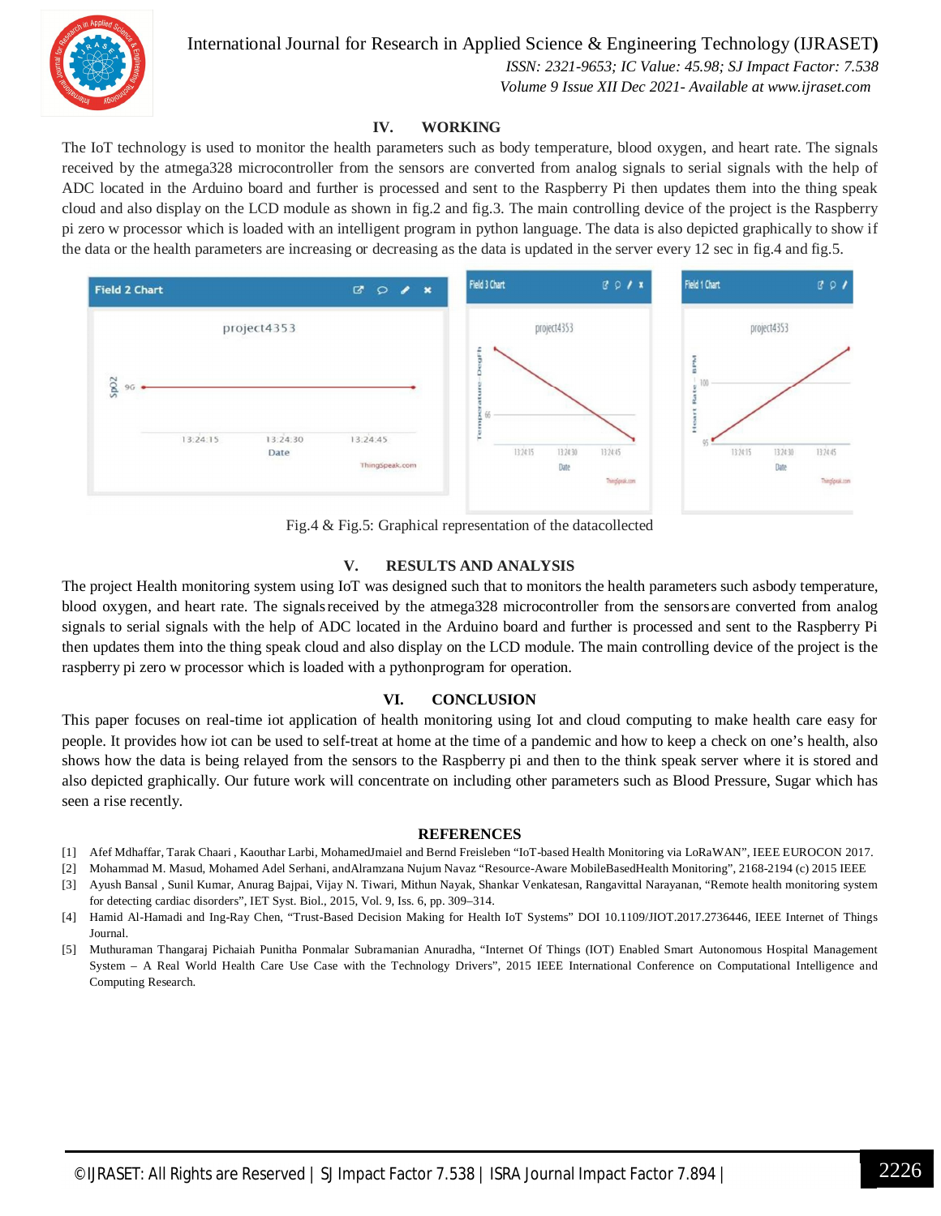## IV. WORKING

The IoT technology is used to monitor the health parameters such as body temperature, blood oxygen, and heart rate. The signals received by the atmega328 microcontroller from the sensors are converted from analog signals to serial signals with the help of ADC located in the Arduino board and further is processed and sent to the Raspberry Pi then updates them into the thing speak cloud and also display on the LCD module as shown in fig.2 and fig.3. The main controlling device of the project is the Raspberry pi zero w processor which is loaded with an intelligent program in python language. The data is also depicted graphically to show if the data or the health parameters are increasing or decreasing as the data is updated in the server every 12 sec in fig.4 and fig.5.

Fig.4 & Fig.5: Graphical representation of the datacollected

## V. RESULTS AND ANALYSIS

The project Health monitoring system using IoT was designed such that to monitors the health parameters such asbody temperature, blood oxygen, and heart rate. The signalsreceived by the atmega328 microcontroller from the sensorsare converted from analog signals to serial signals with the help of ADC located in the Arduino board and further is processed and sent to the Raspberry Pi then updates them into the thing speak cloud and also display on the LCD module. The main controlling device of the project is the raspberry pi zero w processor which is loaded with a pythonprogram for operation.

## VI. CONCLUSION

This paper focuses on real-time iot application of health monitoring using Iot and cloud computing to make health care easy for people. It provides how iot can be used to self-treat at home at the time of a pandemic and how to keep a check on one's health, also shows how the data is being relayed from the sensors to the Raspberry pi and then to the think speak server where it is stored and also depicted graphically. Our future work will concentrate on including other parameters such as Blood Pressure, Sugar which has seen a rise recently.

## REFERENCES

[1] Afef Mdhaffar, Tarak Chaari , Kaouthar Larbi, MohamedJmaiel and Bernd Freisleben "IoT-based Health Monitoring via LoRaWAN", IEEE EUROCON 2017.

[2] Mohammad M. Masud, Mohamed Adel Serhani, andAlramzana Nujum Navaz "Resource-Aware MobileBasedHealth Monitoring", 2168-2194 (c) 2015 IEEE

[3] Ayush Bansal , Sunil Kumar, Anurag Bajpai, Vijay N. Tiwari, Mithun Nayak, Shankar Venkatesan, Rangavittal Narayanan, "Remote health monitoring system for detecting cardiac disorders", IET Syst. Biol., 2015, Vol. 9, Iss. 6, pp. 309–314.

[4] Hamid Al-Hamadi and Ing-Ray Chen, "Trust-Based Decision Making for Health IoT Systems" DOI 10.1109/JIOT.2017.2736446, IEEE Internet of Things Journal.

[5] Muthuraman Thangaraj Pichaiah Punitha Ponmalar Subramanian Anuradha, "Internet Of Things (IOT) Enabled Smart Autonomous Hospital Management System – A Real World Health Care Use Case with the Technology Drivers", 2015 IEEE International Conference on Computational Intelligence and Computing Research.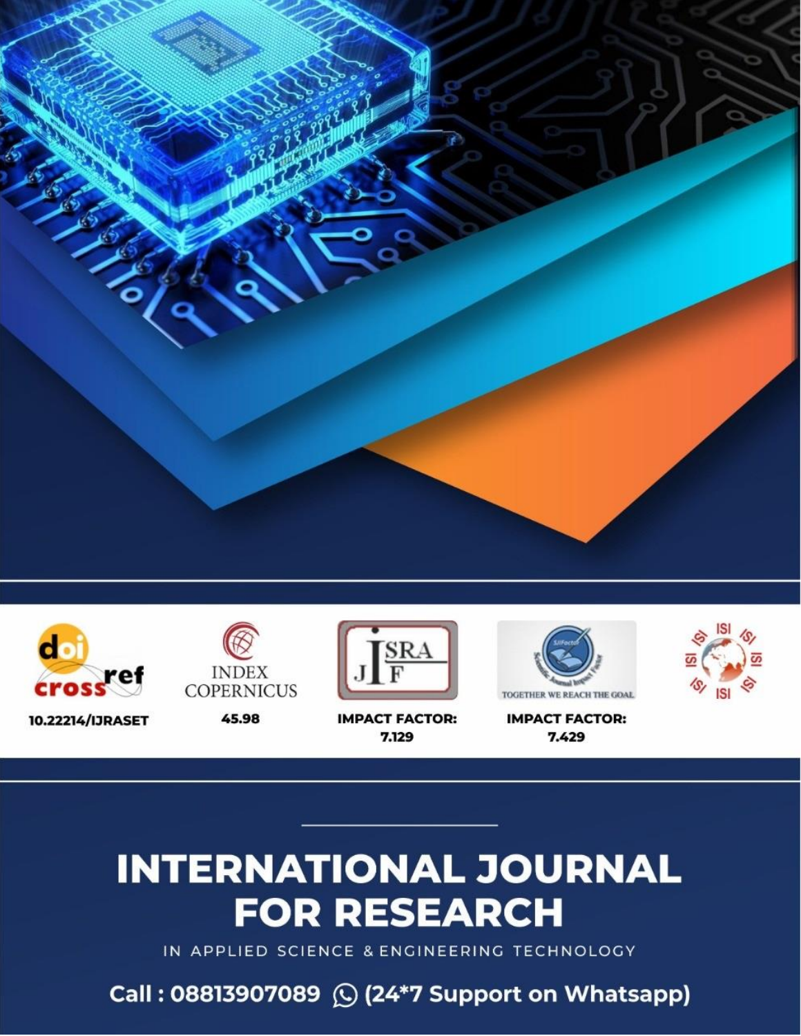10.22214/IJRASET

INDEX COPERNICUS

45.98

IMPACT FACTOR: 7.129

IMPACT FACTOR: 7.429

# INTERNATIONAL JOURNAL FOR RESEARCH

IN APPLIED SCIENCE & ENGINEERING TECHNOLOGY

Call : 08813907089 (24*7 Support on Whatsapp)